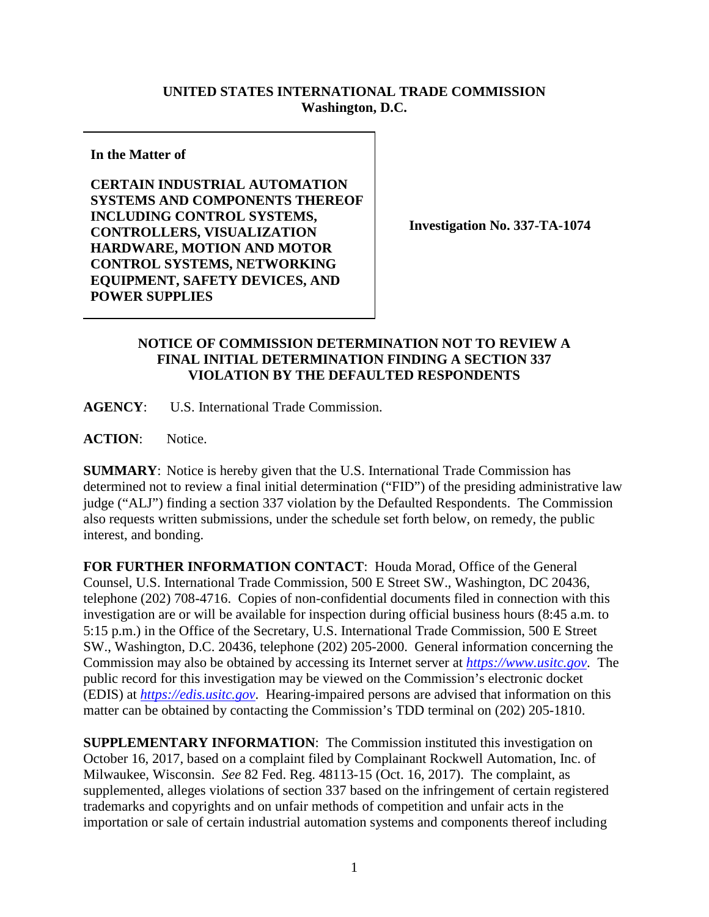**UNITED STATES INTERNATIONAL TRADE COMMISSION**
**Washington, D.C.**

| | |
|---|---|
| **In the Matter of**<br><br>**CERTAIN INDUSTRIAL AUTOMATION SYSTEMS AND COMPONENTS THEREOF INCLUDING CONTROL SYSTEMS, CONTROLLERS, VISUALIZATION HARDWARE, MOTION AND MOTOR CONTROL SYSTEMS, NETWORKING EQUIPMENT, SAFETY DEVICES, AND POWER SUPPLIES** | **Investigation No. 337-TA-1074** |

**NOTICE OF COMMISSION DETERMINATION NOT TO REVIEW A FINAL INITIAL DETERMINATION FINDING A SECTION 337 VIOLATION BY THE DEFAULTED RESPONDENTS**

**AGENCY**: U.S. International Trade Commission.

**ACTION**: Notice.

**SUMMARY**: Notice is hereby given that the U.S. International Trade Commission has determined not to review a final initial determination ("FID") of the presiding administrative law judge ("ALJ") finding a section 337 violation by the Defaulted Respondents. The Commission also requests written submissions, under the schedule set forth below, on remedy, the public interest, and bonding.

**FOR FURTHER INFORMATION CONTACT**: Houda Morad, Office of the General Counsel, U.S. International Trade Commission, 500 E Street SW., Washington, DC 20436, telephone (202) 708-4716. Copies of non-confidential documents filed in connection with this investigation are or will be available for inspection during official business hours (8:45 a.m. to 5:15 p.m.) in the Office of the Secretary, U.S. International Trade Commission, 500 E Street SW., Washington, D.C. 20436, telephone (202) 205-2000. General information concerning the Commission may also be obtained by accessing its Internet server at *https://www.usitc.gov*. The public record for this investigation may be viewed on the Commission's electronic docket (EDIS) at *https://edis.usitc.gov*. Hearing-impaired persons are advised that information on this matter can be obtained by contacting the Commission's TDD terminal on (202) 205-1810.

**SUPPLEMENTARY INFORMATION**: The Commission instituted this investigation on October 16, 2017, based on a complaint filed by Complainant Rockwell Automation, Inc. of Milwaukee, Wisconsin. *See* 82 Fed. Reg. 48113-15 (Oct. 16, 2017). The complaint, as supplemented, alleges violations of section 337 based on the infringement of certain registered trademarks and copyrights and on unfair methods of competition and unfair acts in the importation or sale of certain industrial automation systems and components thereof including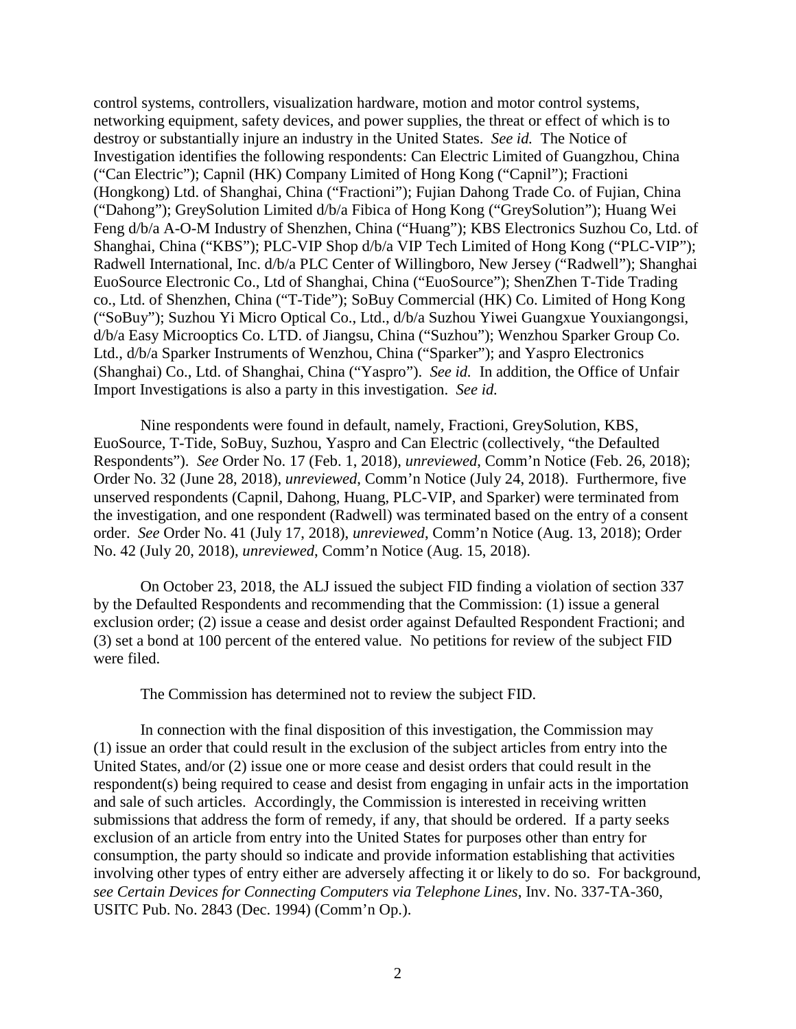control systems, controllers, visualization hardware, motion and motor control systems, networking equipment, safety devices, and power supplies, the threat or effect of which is to destroy or substantially injure an industry in the United States. *See id.* The Notice of Investigation identifies the following respondents: Can Electric Limited of Guangzhou, China ("Can Electric"); Capnil (HK) Company Limited of Hong Kong ("Capnil"); Fractioni (Hongkong) Ltd. of Shanghai, China ("Fractioni"); Fujian Dahong Trade Co. of Fujian, China ("Dahong"); GreySolution Limited d/b/a Fibica of Hong Kong ("GreySolution"); Huang Wei Feng d/b/a A-O-M Industry of Shenzhen, China ("Huang"); KBS Electronics Suzhou Co, Ltd. of Shanghai, China ("KBS"); PLC-VIP Shop d/b/a VIP Tech Limited of Hong Kong ("PLC-VIP"); Radwell International, Inc. d/b/a PLC Center of Willingboro, New Jersey ("Radwell"); Shanghai EuoSource Electronic Co., Ltd of Shanghai, China ("EuoSource"); ShenZhen T-Tide Trading co., Ltd. of Shenzhen, China ("T-Tide"); SoBuy Commercial (HK) Co. Limited of Hong Kong ("SoBuy"); Suzhou Yi Micro Optical Co., Ltd., d/b/a Suzhou Yiwei Guangxue Youxiangongsi, d/b/a Easy Microoptics Co. LTD. of Jiangsu, China ("Suzhou"); Wenzhou Sparker Group Co. Ltd., d/b/a Sparker Instruments of Wenzhou, China ("Sparker"); and Yaspro Electronics (Shanghai) Co., Ltd. of Shanghai, China ("Yaspro"). *See id.* In addition, the Office of Unfair Import Investigations is also a party in this investigation. *See id.*

Nine respondents were found in default, namely, Fractioni, GreySolution, KBS, EuoSource, T-Tide, SoBuy, Suzhou, Yaspro and Can Electric (collectively, "the Defaulted Respondents"). *See* Order No. 17 (Feb. 1, 2018), *unreviewed*, Comm'n Notice (Feb. 26, 2018); Order No. 32 (June 28, 2018), *unreviewed*, Comm'n Notice (July 24, 2018). Furthermore, five unserved respondents (Capnil, Dahong, Huang, PLC-VIP, and Sparker) were terminated from the investigation, and one respondent (Radwell) was terminated based on the entry of a consent order. *See* Order No. 41 (July 17, 2018), *unreviewed*, Comm'n Notice (Aug. 13, 2018); Order No. 42 (July 20, 2018), *unreviewed*, Comm'n Notice (Aug. 15, 2018).

On October 23, 2018, the ALJ issued the subject FID finding a violation of section 337 by the Defaulted Respondents and recommending that the Commission: (1) issue a general exclusion order; (2) issue a cease and desist order against Defaulted Respondent Fractioni; and (3) set a bond at 100 percent of the entered value. No petitions for review of the subject FID were filed.

The Commission has determined not to review the subject FID.

In connection with the final disposition of this investigation, the Commission may (1) issue an order that could result in the exclusion of the subject articles from entry into the United States, and/or (2) issue one or more cease and desist orders that could result in the respondent(s) being required to cease and desist from engaging in unfair acts in the importation and sale of such articles. Accordingly, the Commission is interested in receiving written submissions that address the form of remedy, if any, that should be ordered. If a party seeks exclusion of an article from entry into the United States for purposes other than entry for consumption, the party should so indicate and provide information establishing that activities involving other types of entry either are adversely affecting it or likely to do so. For background, *see Certain Devices for Connecting Computers via Telephone Lines*, Inv. No. 337-TA-360, USITC Pub. No. 2843 (Dec. 1994) (Comm'n Op.).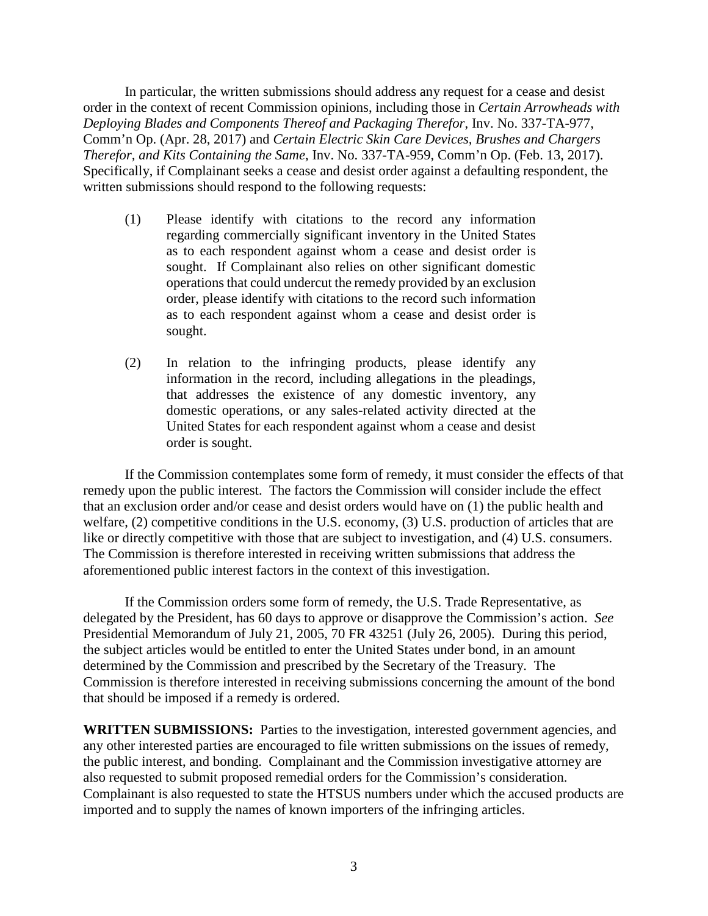In particular, the written submissions should address any request for a cease and desist order in the context of recent Commission opinions, including those in *Certain Arrowheads with Deploying Blades and Components Thereof and Packaging Therefor*, Inv. No. 337-TA-977, Comm'n Op. (Apr. 28, 2017) and *Certain Electric Skin Care Devices, Brushes and Chargers Therefor, and Kits Containing the Same*, Inv. No. 337-TA-959, Comm'n Op. (Feb. 13, 2017). Specifically, if Complainant seeks a cease and desist order against a defaulting respondent, the written submissions should respond to the following requests:

(1) Please identify with citations to the record any information regarding commercially significant inventory in the United States as to each respondent against whom a cease and desist order is sought. If Complainant also relies on other significant domestic operations that could undercut the remedy provided by an exclusion order, please identify with citations to the record such information as to each respondent against whom a cease and desist order is sought.

(2) In relation to the infringing products, please identify any information in the record, including allegations in the pleadings, that addresses the existence of any domestic inventory, any domestic operations, or any sales-related activity directed at the United States for each respondent against whom a cease and desist order is sought.

If the Commission contemplates some form of remedy, it must consider the effects of that remedy upon the public interest. The factors the Commission will consider include the effect that an exclusion order and/or cease and desist orders would have on (1) the public health and welfare, (2) competitive conditions in the U.S. economy, (3) U.S. production of articles that are like or directly competitive with those that are subject to investigation, and (4) U.S. consumers. The Commission is therefore interested in receiving written submissions that address the aforementioned public interest factors in the context of this investigation.

If the Commission orders some form of remedy, the U.S. Trade Representative, as delegated by the President, has 60 days to approve or disapprove the Commission's action. *See* Presidential Memorandum of July 21, 2005, 70 FR 43251 (July 26, 2005). During this period, the subject articles would be entitled to enter the United States under bond, in an amount determined by the Commission and prescribed by the Secretary of the Treasury. The Commission is therefore interested in receiving submissions concerning the amount of the bond that should be imposed if a remedy is ordered.

**WRITTEN SUBMISSIONS:** Parties to the investigation, interested government agencies, and any other interested parties are encouraged to file written submissions on the issues of remedy, the public interest, and bonding. Complainant and the Commission investigative attorney are also requested to submit proposed remedial orders for the Commission's consideration. Complainant is also requested to state the HTSUS numbers under which the accused products are imported and to supply the names of known importers of the infringing articles.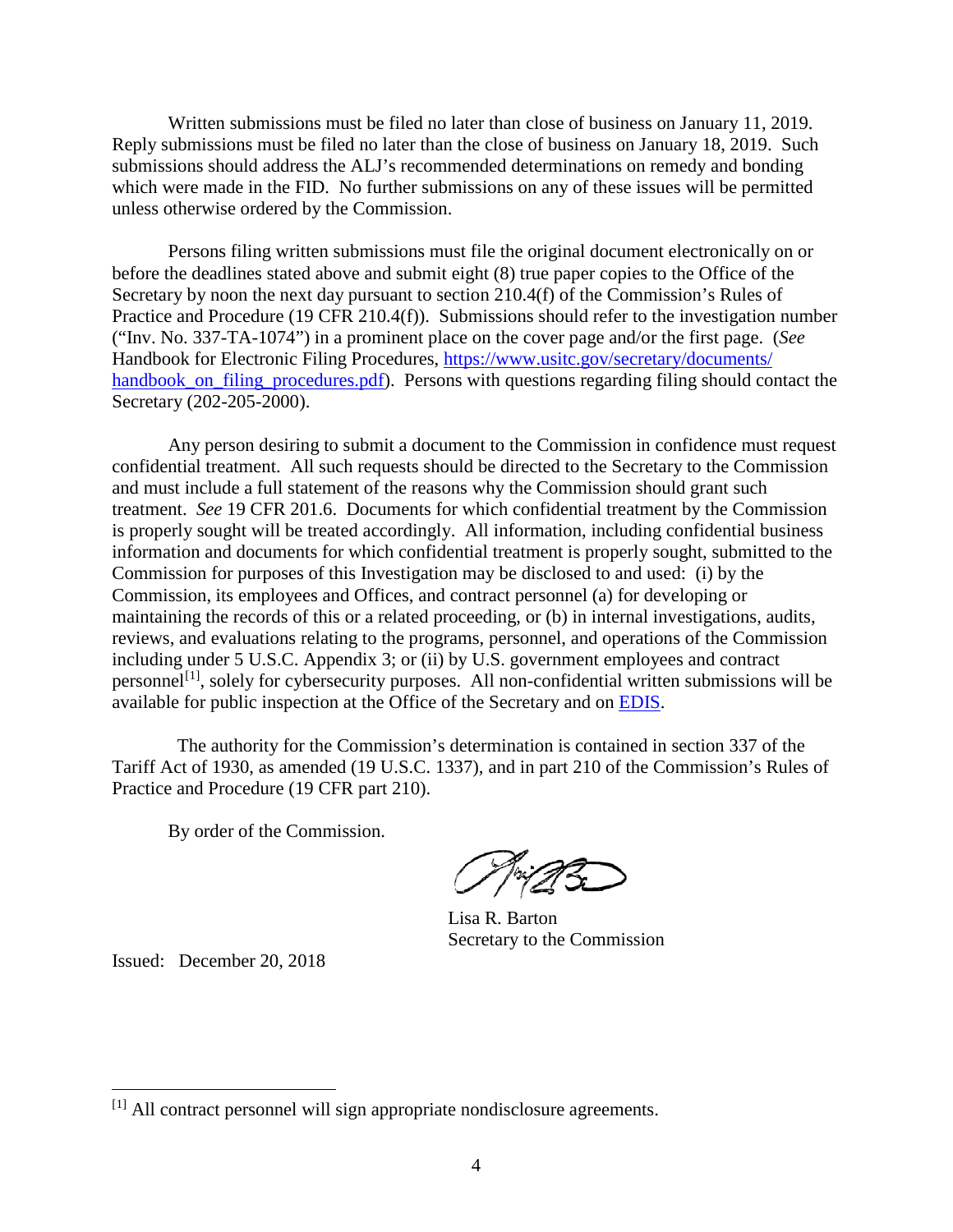Written submissions must be filed no later than close of business on January 11, 2019. Reply submissions must be filed no later than the close of business on January 18, 2019. Such submissions should address the ALJ's recommended determinations on remedy and bonding which were made in the FID. No further submissions on any of these issues will be permitted unless otherwise ordered by the Commission.

Persons filing written submissions must file the original document electronically on or before the deadlines stated above and submit eight (8) true paper copies to the Office of the Secretary by noon the next day pursuant to section 210.4(f) of the Commission's Rules of Practice and Procedure (19 CFR 210.4(f)). Submissions should refer to the investigation number ("Inv. No. 337-TA-1074") in a prominent place on the cover page and/or the first page. (*See* Handbook for Electronic Filing Procedures, https://www.usitc.gov/secretary/documents/handbook_on_filing_procedures.pdf). Persons with questions regarding filing should contact the Secretary (202-205-2000).

Any person desiring to submit a document to the Commission in confidence must request confidential treatment. All such requests should be directed to the Secretary to the Commission and must include a full statement of the reasons why the Commission should grant such treatment. *See* 19 CFR 201.6. Documents for which confidential treatment by the Commission is properly sought will be treated accordingly. All information, including confidential business information and documents for which confidential treatment is properly sought, submitted to the Commission for purposes of this Investigation may be disclosed to and used: (i) by the Commission, its employees and Offices, and contract personnel (a) for developing or maintaining the records of this or a related proceeding, or (b) in internal investigations, audits, reviews, and evaluations relating to the programs, personnel, and operations of the Commission including under 5 U.S.C. Appendix 3; or (ii) by U.S. government employees and contract personnel[1], solely for cybersecurity purposes. All non-confidential written submissions will be available for public inspection at the Office of the Secretary and on EDIS.

The authority for the Commission's determination is contained in section 337 of the Tariff Act of 1930, as amended (19 U.S.C. 1337), and in part 210 of the Commission's Rules of Practice and Procedure (19 CFR part 210).

By order of the Commission.

Lisa R. Barton
Secretary to the Commission

Issued: December 20, 2018

[1] All contract personnel will sign appropriate nondisclosure agreements.